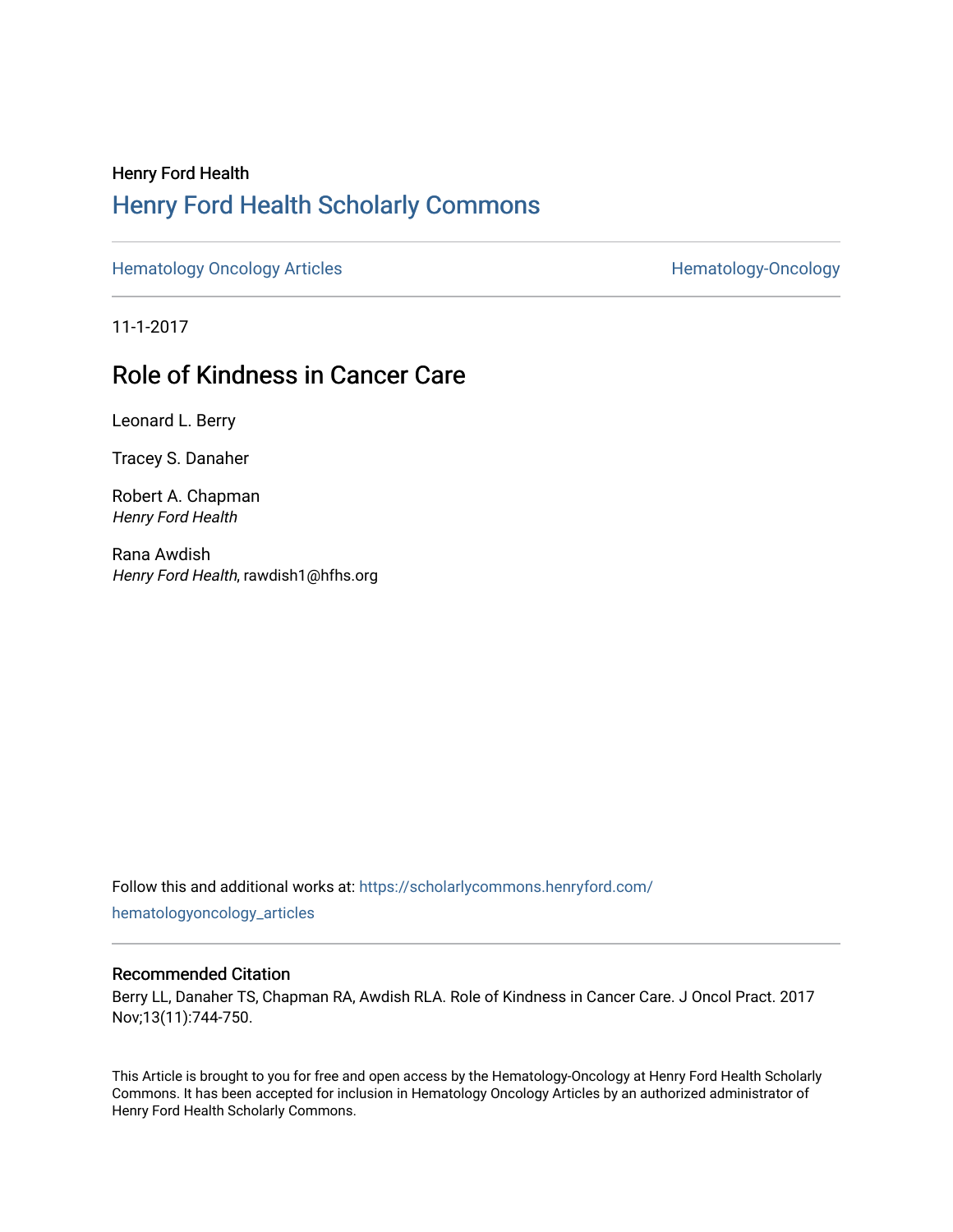Henry Ford Health

# Henry Ford Health Scholarly Commons

Hematology Oncology Articles | Hematology-Oncology

11-1-2017

## Role of Kindness in Cancer Care

Leonard L. Berry

Tracey S. Danaher

Robert A. Chapman
*Henry Ford Health*

Rana Awdish
*Henry Ford Health*, rawdish1@hfhs.org

Follow this and additional works at: https://scholarlycommons.henryford.com/hematologyoncology_articles

### Recommended Citation

Berry LL, Danaher TS, Chapman RA, Awdish RLA. Role of Kindness in Cancer Care. J Oncol Pract. 2017 Nov;13(11):744-750.

This Article is brought to you for free and open access by the Hematology-Oncology at Henry Ford Health Scholarly Commons. It has been accepted for inclusion in Hematology Oncology Articles by an authorized administrator of Henry Ford Health Scholarly Commons.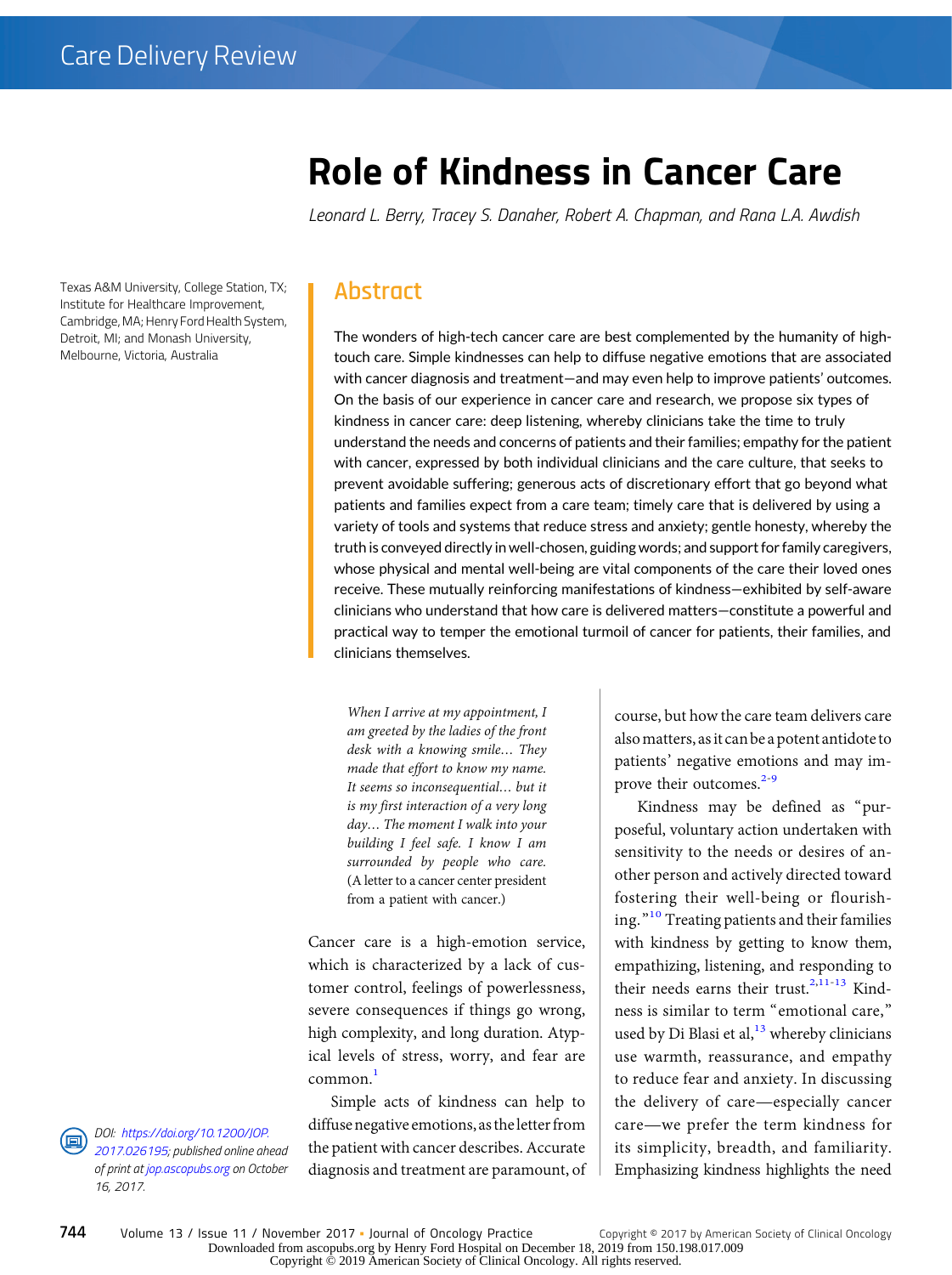# Role of Kindness in Cancer Care

*Leonard L. Berry, Tracey S. Danaher, Robert A. Chapman, and Rana L.A. Awdish*

Texas A&M University, College Station, TX; Institute for Healthcare Improvement, Cambridge, MA; Henry Ford Health System, Detroit, MI; and Monash University, Melbourne, Victoria, Australia

## Abstract

The wonders of high-tech cancer care are best complemented by the humanity of high-touch care. Simple kindnesses can help to diffuse negative emotions that are associated with cancer diagnosis and treatment—and may even help to improve patients' outcomes. On the basis of our experience in cancer care and research, we propose six types of kindness in cancer care: deep listening, whereby clinicians take the time to truly understand the needs and concerns of patients and their families; empathy for the patient with cancer, expressed by both individual clinicians and the care culture, that seeks to prevent avoidable suffering; generous acts of discretionary effort that go beyond what patients and families expect from a care team; timely care that is delivered by using a variety of tools and systems that reduce stress and anxiety; gentle honesty, whereby the truth is conveyed directly in well-chosen, guiding words; and support for family caregivers, whose physical and mental well-being are vital components of the care their loved ones receive. These mutually reinforcing manifestations of kindness—exhibited by self-aware clinicians who understand that how care is delivered matters—constitute a powerful and practical way to temper the emotional turmoil of cancer for patients, their families, and clinicians themselves.

*When I arrive at my appointment, I am greeted by the ladies of the front desk with a knowing smile... They made that effort to know my name. It seems so inconsequential... but it is my first interaction of a very long day... The moment I walk into your building I feel safe. I know I am surrounded by people who care.* (A letter to a cancer center president from a patient with cancer.)

Cancer care is a high-emotion service, which is characterized by a lack of customer control, feelings of powerlessness, severe consequences if things go wrong, high complexity, and long duration. Atypical levels of stress, worry, and fear are common.[1]

Simple acts of kindness can help to diffuse negative emotions, as the letter from the patient with cancer describes. Accurate diagnosis and treatment are paramount, of course, but how the care team delivers care also matters, as it can be a potent antidote to patients' negative emotions and may improve their outcomes.[2-9]

Kindness may be defined as "purposeful, voluntary action undertaken with sensitivity to the needs or desires of another person and actively directed toward fostering their well-being or flourishing."[10] Treating patients and their families with kindness by getting to know them, empathizing, listening, and responding to their needs earns their trust.[2,11-13] Kindness is similar to term "emotional care," used by Di Blasi et al,[13] whereby clinicians use warmth, reassurance, and empathy to reduce fear and anxiety. In discussing the delivery of care—especially cancer care—we prefer the term kindness for its simplicity, breadth, and familiarity. Emphasizing kindness highlights the need

DOI: https://doi.org/10.1200/JOP.2017.026195; published online ahead of print at jop.ascopubs.org on October 16, 2017.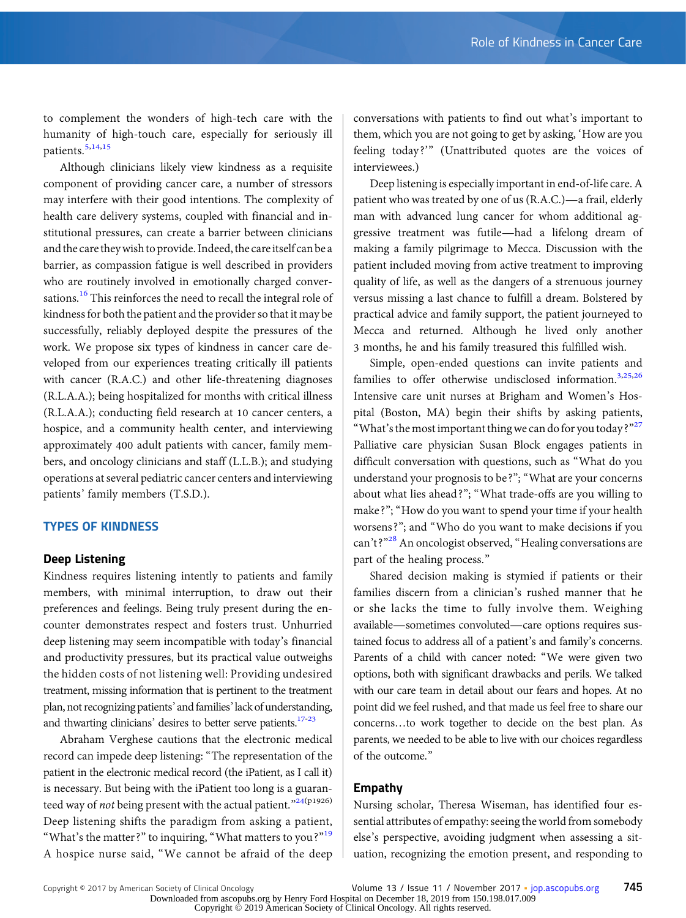to complement the wonders of high-tech care with the humanity of high-touch care, especially for seriously ill patients.[5,14,15]

Although clinicians likely view kindness as a requisite component of providing cancer care, a number of stressors may interfere with their good intentions. The complexity of health care delivery systems, coupled with financial and institutional pressures, can create a barrier between clinicians and the care they wish to provide. Indeed, the care itself can be a barrier, as compassion fatigue is well described in providers who are routinely involved in emotionally charged conversations.[16] This reinforces the need to recall the integral role of kindness for both the patient and the provider so that it may be successfully, reliably deployed despite the pressures of the work. We propose six types of kindness in cancer care developed from our experiences treating critically ill patients with cancer (R.A.C.) and other life-threatening diagnoses (R.L.A.A.); being hospitalized for months with critical illness (R.L.A.A.); conducting field research at 10 cancer centers, a hospice, and a community health center, and interviewing approximately 400 adult patients with cancer, family members, and oncology clinicians and staff (L.L.B.); and studying operations at several pediatric cancer centers and interviewing patients' family members (T.S.D.).

## TYPES OF KINDNESS

### Deep Listening

Kindness requires listening intently to patients and family members, with minimal interruption, to draw out their preferences and feelings. Being truly present during the encounter demonstrates respect and fosters trust. Unhurried deep listening may seem incompatible with today's financial and productivity pressures, but its practical value outweighs the hidden costs of not listening well: Providing undesired treatment, missing information that is pertinent to the treatment plan, not recognizing patients' and families' lack of understanding, and thwarting clinicians' desires to better serve patients.[17-23]

Abraham Verghese cautions that the electronic medical record can impede deep listening: "The representation of the patient in the electronic medical record (the iPatient, as I call it) is necessary. But being with the iPatient too long is a guaranteed way of *not* being present with the actual patient."[24(p1926)] Deep listening shifts the paradigm from asking a patient, "What's the matter?" to inquiring, "What matters to you?"[19] A hospice nurse said, "We cannot be afraid of the deep conversations with patients to find out what's important to them, which you are not going to get by asking, 'How are you feeling today?'" (Unattributed quotes are the voices of interviewees.)

Deep listening is especially important in end-of-life care. A patient who was treated by one of us (R.A.C.)—a frail, elderly man with advanced lung cancer for whom additional aggressive treatment was futile—had a lifelong dream of making a family pilgrimage to Mecca. Discussion with the patient included moving from active treatment to improving quality of life, as well as the dangers of a strenuous journey versus missing a last chance to fulfill a dream. Bolstered by practical advice and family support, the patient journeyed to Mecca and returned. Although he lived only another 3 months, he and his family treasured this fulfilled wish.

Simple, open-ended questions can invite patients and families to offer otherwise undisclosed information.[3,25,26] Intensive care unit nurses at Brigham and Women's Hospital (Boston, MA) begin their shifts by asking patients, "What's the most important thing we can do for you today?"[27] Palliative care physician Susan Block engages patients in difficult conversation with questions, such as "What do you understand your prognosis to be?"; "What are your concerns about what lies ahead?"; "What trade-offs are you willing to make?"; "How do you want to spend your time if your health worsens?"; and "Who do you want to make decisions if you can't?"[28] An oncologist observed, "Healing conversations are part of the healing process."

Shared decision making is stymied if patients or their families discern from a clinician's rushed manner that he or she lacks the time to fully involve them. Weighing available—sometimes convoluted—care options requires sustained focus to address all of a patient's and family's concerns. Parents of a child with cancer noted: "We were given two options, both with significant drawbacks and perils. We talked with our care team in detail about our fears and hopes. At no point did we feel rushed, and that made us feel free to share our concerns…to work together to decide on the best plan. As parents, we needed to be able to live with our choices regardless of the outcome."

### Empathy

Nursing scholar, Theresa Wiseman, has identified four essential attributes of empathy: seeing the world from somebody else's perspective, avoiding judgment when assessing a situation, recognizing the emotion present, and responding to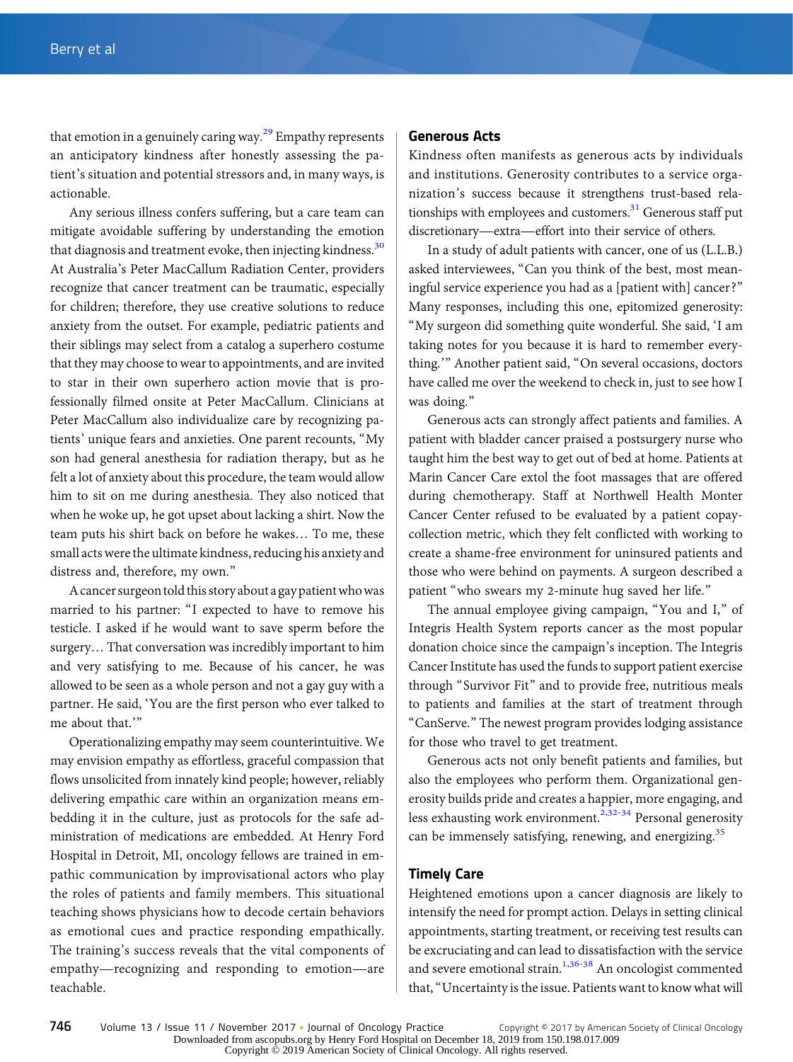that emotion in a genuinely caring way.[29] Empathy represents an anticipatory kindness after honestly assessing the patient's situation and potential stressors and, in many ways, is actionable.

Any serious illness confers suffering, but a care team can mitigate avoidable suffering by understanding the emotion that diagnosis and treatment evoke, then injecting kindness.[30] At Australia's Peter MacCallum Radiation Center, providers recognize that cancer treatment can be traumatic, especially for children; therefore, they use creative solutions to reduce anxiety from the outset. For example, pediatric patients and their siblings may select from a catalog a superhero costume that they may choose to wear to appointments, and are invited to star in their own superhero action movie that is professionally filmed onsite at Peter MacCallum. Clinicians at Peter MacCallum also individualize care by recognizing patients' unique fears and anxieties. One parent recounts, "My son had general anesthesia for radiation therapy, but as he felt a lot of anxiety about this procedure, the team would allow him to sit on me during anesthesia. They also noticed that when he woke up, he got upset about lacking a shirt. Now the team puts his shirt back on before he wakes… To me, these small acts were the ultimate kindness, reducing his anxiety and distress and, therefore, my own."

A cancer surgeon told this story about a gay patient who was married to his partner: "I expected to have to remove his testicle. I asked if he would want to save sperm before the surgery… That conversation was incredibly important to him and very satisfying to me. Because of his cancer, he was allowed to be seen as a whole person and not a gay guy with a partner. He said, 'You are the first person who ever talked to me about that.'"

Operationalizing empathy may seem counterintuitive. We may envision empathy as effortless, graceful compassion that flows unsolicited from innately kind people; however, reliably delivering empathic care within an organization means embedding it in the culture, just as protocols for the safe administration of medications are embedded. At Henry Ford Hospital in Detroit, MI, oncology fellows are trained in empathic communication by improvisational actors who play the roles of patients and family members. This situational teaching shows physicians how to decode certain behaviors as emotional cues and practice responding empathically. The training's success reveals that the vital components of empathy—recognizing and responding to emotion—are teachable.

## Generous Acts

Kindness often manifests as generous acts by individuals and institutions. Generosity contributes to a service organization's success because it strengthens trust-based relationships with employees and customers.[31] Generous staff put discretionary—extra—effort into their service of others.

In a study of adult patients with cancer, one of us (L.L.B.) asked interviewees, "Can you think of the best, most meaningful service experience you had as a [patient with] cancer?" Many responses, including this one, epitomized generosity: "My surgeon did something quite wonderful. She said, 'I am taking notes for you because it is hard to remember everything.'" Another patient said, "On several occasions, doctors have called me over the weekend to check in, just to see how I was doing."

Generous acts can strongly affect patients and families. A patient with bladder cancer praised a postsurgery nurse who taught him the best way to get out of bed at home. Patients at Marin Cancer Care extol the foot massages that are offered during chemotherapy. Staff at Northwell Health Monter Cancer Center refused to be evaluated by a patient copay-collection metric, which they felt conflicted with working to create a shame-free environment for uninsured patients and those who were behind on payments. A surgeon described a patient "who swears my 2-minute hug saved her life."

The annual employee giving campaign, "You and I," of Integris Health System reports cancer as the most popular donation choice since the campaign's inception. The Integris Cancer Institute has used the funds to support patient exercise through "Survivor Fit" and to provide free, nutritious meals to patients and families at the start of treatment through "CanServe." The newest program provides lodging assistance for those who travel to get treatment.

Generous acts not only benefit patients and families, but also the employees who perform them. Organizational generosity builds pride and creates a happier, more engaging, and less exhausting work environment.[2,32-34] Personal generosity can be immensely satisfying, renewing, and energizing.[35]

## Timely Care

Heightened emotions upon a cancer diagnosis are likely to intensify the need for prompt action. Delays in setting clinical appointments, starting treatment, or receiving test results can be excruciating and can lead to dissatisfaction with the service and severe emotional strain.[1,36-38] An oncologist commented that, "Uncertainty is the issue. Patients want to know what will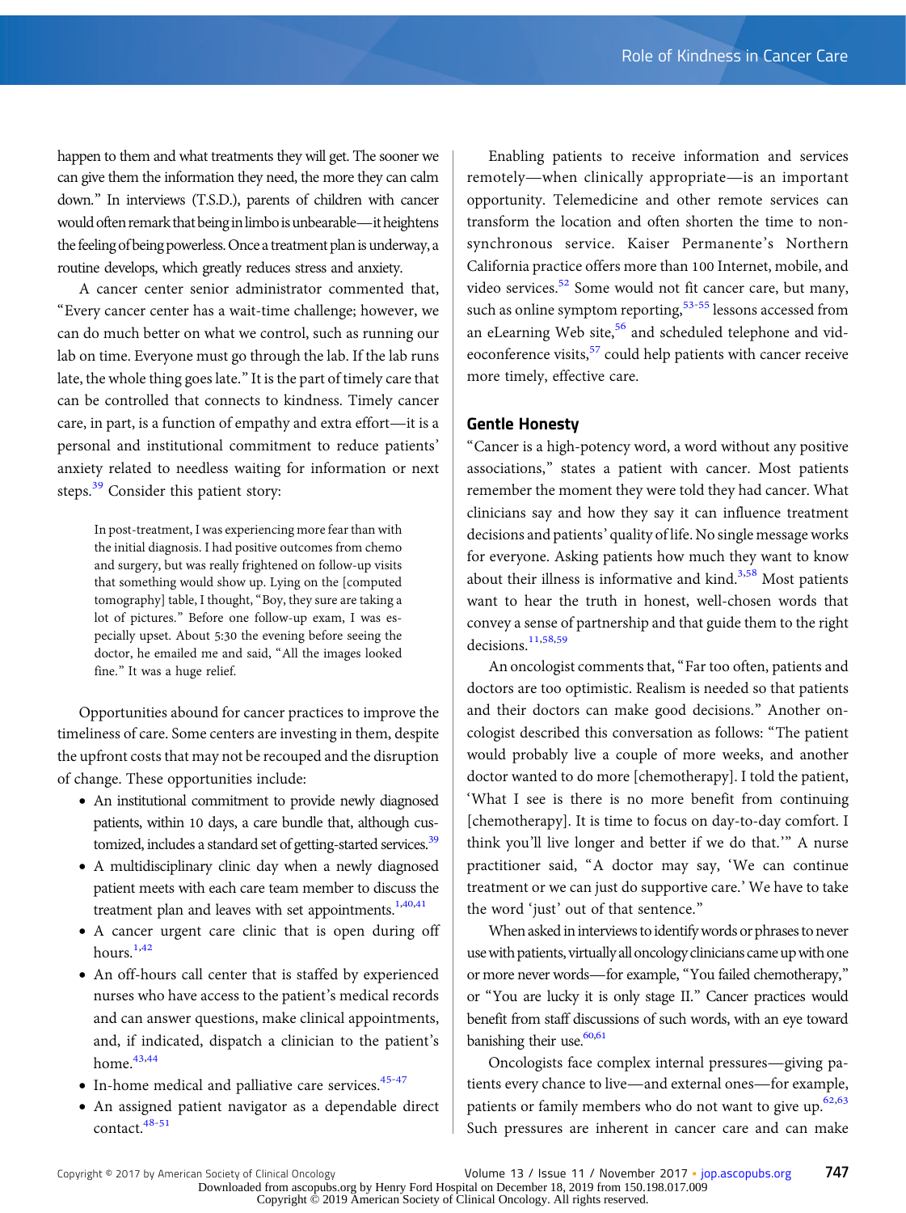happen to them and what treatments they will get. The sooner we can give them the information they need, the more they can calm down." In interviews (T.S.D.), parents of children with cancer would often remark that being in limbo is unbearable—it heightens the feeling of being powerless. Once a treatment plan is underway, a routine develops, which greatly reduces stress and anxiety.

A cancer center senior administrator commented that, "Every cancer center has a wait-time challenge; however, we can do much better on what we control, such as running our lab on time. Everyone must go through the lab. If the lab runs late, the whole thing goes late." It is the part of timely care that can be controlled that connects to kindness. Timely cancer care, in part, is a function of empathy and extra effort—it is a personal and institutional commitment to reduce patients' anxiety related to needless waiting for information or next steps.[39] Consider this patient story:

> In post-treatment, I was experiencing more fear than with the initial diagnosis. I had positive outcomes from chemo and surgery, but was really frightened on follow-up visits that something would show up. Lying on the [computed tomography] table, I thought, "Boy, they sure are taking a lot of pictures." Before one follow-up exam, I was especially upset. About 5:30 the evening before seeing the doctor, he emailed me and said, "All the images looked fine." It was a huge relief.

Opportunities abound for cancer practices to improve the timeliness of care. Some centers are investing in them, despite the upfront costs that may not be recouped and the disruption of change. These opportunities include:

- An institutional commitment to provide newly diagnosed patients, within 10 days, a care bundle that, although customized, includes a standard set of getting-started services.[39]
- A multidisciplinary clinic day when a newly diagnosed patient meets with each care team member to discuss the treatment plan and leaves with set appointments.[1,40,41]
- A cancer urgent care clinic that is open during off hours.[1,42]
- An off-hours call center that is staffed by experienced nurses who have access to the patient's medical records and can answer questions, make clinical appointments, and, if indicated, dispatch a clinician to the patient's home.[43,44]
- In-home medical and palliative care services.[45-47]
- An assigned patient navigator as a dependable direct contact.[48-51]

Enabling patients to receive information and services remotely—when clinically appropriate—is an important opportunity. Telemedicine and other remote services can transform the location and often shorten the time to nonsynchronous service. Kaiser Permanente's Northern California practice offers more than 100 Internet, mobile, and video services.[52] Some would not fit cancer care, but many, such as online symptom reporting,[53-55] lessons accessed from an eLearning Web site,[56] and scheduled telephone and videoconference visits,[57] could help patients with cancer receive more timely, effective care.

## Gentle Honesty

"Cancer is a high-potency word, a word without any positive associations," states a patient with cancer. Most patients remember the moment they were told they had cancer. What clinicians say and how they say it can influence treatment decisions and patients' quality of life. No single message works for everyone. Asking patients how much they want to know about their illness is informative and kind.[3,58] Most patients want to hear the truth in honest, well-chosen words that convey a sense of partnership and that guide them to the right decisions.[11,58,59]

An oncologist comments that, "Far too often, patients and doctors are too optimistic. Realism is needed so that patients and their doctors can make good decisions." Another oncologist described this conversation as follows: "The patient would probably live a couple of more weeks, and another doctor wanted to do more [chemotherapy]. I told the patient, 'What I see is there is no more benefit from continuing [chemotherapy]. It is time to focus on day-to-day comfort. I think you'll live longer and better if we do that.'" A nurse practitioner said, "A doctor may say, 'We can continue treatment or we can just do supportive care.' We have to take the word 'just' out of that sentence."

When asked in interviews to identify words or phrases to never use with patients, virtually all oncology clinicians came up with one or more never words—for example, "You failed chemotherapy," or "You are lucky it is only stage II." Cancer practices would benefit from staff discussions of such words, with an eye toward banishing their use.[60,61]

Oncologists face complex internal pressures—giving patients every chance to live—and external ones—for example, patients or family members who do not want to give up.[62,63] Such pressures are inherent in cancer care and can make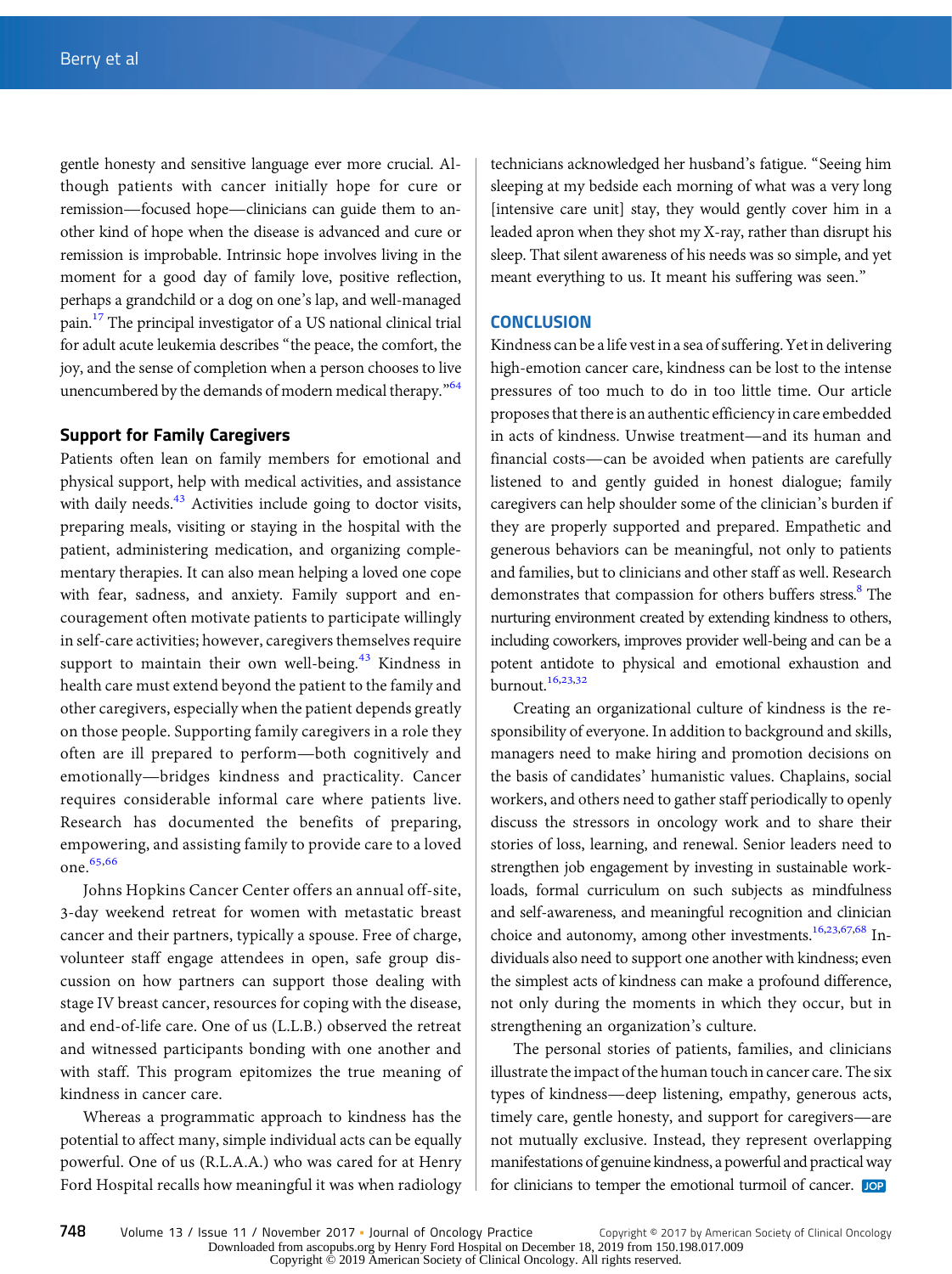gentle honesty and sensitive language ever more crucial. Although patients with cancer initially hope for cure or remission—focused hope—clinicians can guide them to another kind of hope when the disease is advanced and cure or remission is improbable. Intrinsic hope involves living in the moment for a good day of family love, positive reflection, perhaps a grandchild or a dog on one's lap, and well-managed pain.[17] The principal investigator of a US national clinical trial for adult acute leukemia describes "the peace, the comfort, the joy, and the sense of completion when a person chooses to live unencumbered by the demands of modern medical therapy."[64]

### Support for Family Caregivers

Patients often lean on family members for emotional and physical support, help with medical activities, and assistance with daily needs.[43] Activities include going to doctor visits, preparing meals, visiting or staying in the hospital with the patient, administering medication, and organizing complementary therapies. It can also mean helping a loved one cope with fear, sadness, and anxiety. Family support and encouragement often motivate patients to participate willingly in self-care activities; however, caregivers themselves require support to maintain their own well-being.[43] Kindness in health care must extend beyond the patient to the family and other caregivers, especially when the patient depends greatly on those people. Supporting family caregivers in a role they often are ill prepared to perform—both cognitively and emotionally—bridges kindness and practicality. Cancer requires considerable informal care where patients live. Research has documented the benefits of preparing, empowering, and assisting family to provide care to a loved one.[65,66]

Johns Hopkins Cancer Center offers an annual off-site, 3-day weekend retreat for women with metastatic breast cancer and their partners, typically a spouse. Free of charge, volunteer staff engage attendees in open, safe group discussion on how partners can support those dealing with stage IV breast cancer, resources for coping with the disease, and end-of-life care. One of us (L.L.B.) observed the retreat and witnessed participants bonding with one another and with staff. This program epitomizes the true meaning of kindness in cancer care.

Whereas a programmatic approach to kindness has the potential to affect many, simple individual acts can be equally powerful. One of us (R.L.A.A.) who was cared for at Henry Ford Hospital recalls how meaningful it was when radiology technicians acknowledged her husband's fatigue. "Seeing him sleeping at my bedside each morning of what was a very long [intensive care unit] stay, they would gently cover him in a leaded apron when they shot my X-ray, rather than disrupt his sleep. That silent awareness of his needs was so simple, and yet meant everything to us. It meant his suffering was seen."

## CONCLUSION

Kindness can be a life vest in a sea of suffering. Yet in delivering high-emotion cancer care, kindness can be lost to the intense pressures of too much to do in too little time. Our article proposes that there is an authentic efficiency in care embedded in acts of kindness. Unwise treatment—and its human and financial costs—can be avoided when patients are carefully listened to and gently guided in honest dialogue; family caregivers can help shoulder some of the clinician's burden if they are properly supported and prepared. Empathetic and generous behaviors can be meaningful, not only to patients and families, but to clinicians and other staff as well. Research demonstrates that compassion for others buffers stress.[8] The nurturing environment created by extending kindness to others, including coworkers, improves provider well-being and can be a potent antidote to physical and emotional exhaustion and burnout.[16,23,32]

Creating an organizational culture of kindness is the responsibility of everyone. In addition to background and skills, managers need to make hiring and promotion decisions on the basis of candidates' humanistic values. Chaplains, social workers, and others need to gather staff periodically to openly discuss the stressors in oncology work and to share their stories of loss, learning, and renewal. Senior leaders need to strengthen job engagement by investing in sustainable workloads, formal curriculum on such subjects as mindfulness and self-awareness, and meaningful recognition and clinician choice and autonomy, among other investments.[16,23,67,68] Individuals also need to support one another with kindness; even the simplest acts of kindness can make a profound difference, not only during the moments in which they occur, but in strengthening an organization's culture.

The personal stories of patients, families, and clinicians illustrate the impact of the human touch in cancer care. The six types of kindness—deep listening, empathy, generous acts, timely care, gentle honesty, and support for caregivers—are not mutually exclusive. Instead, they represent overlapping manifestations of genuine kindness, a powerful and practical way for clinicians to temper the emotional turmoil of cancer.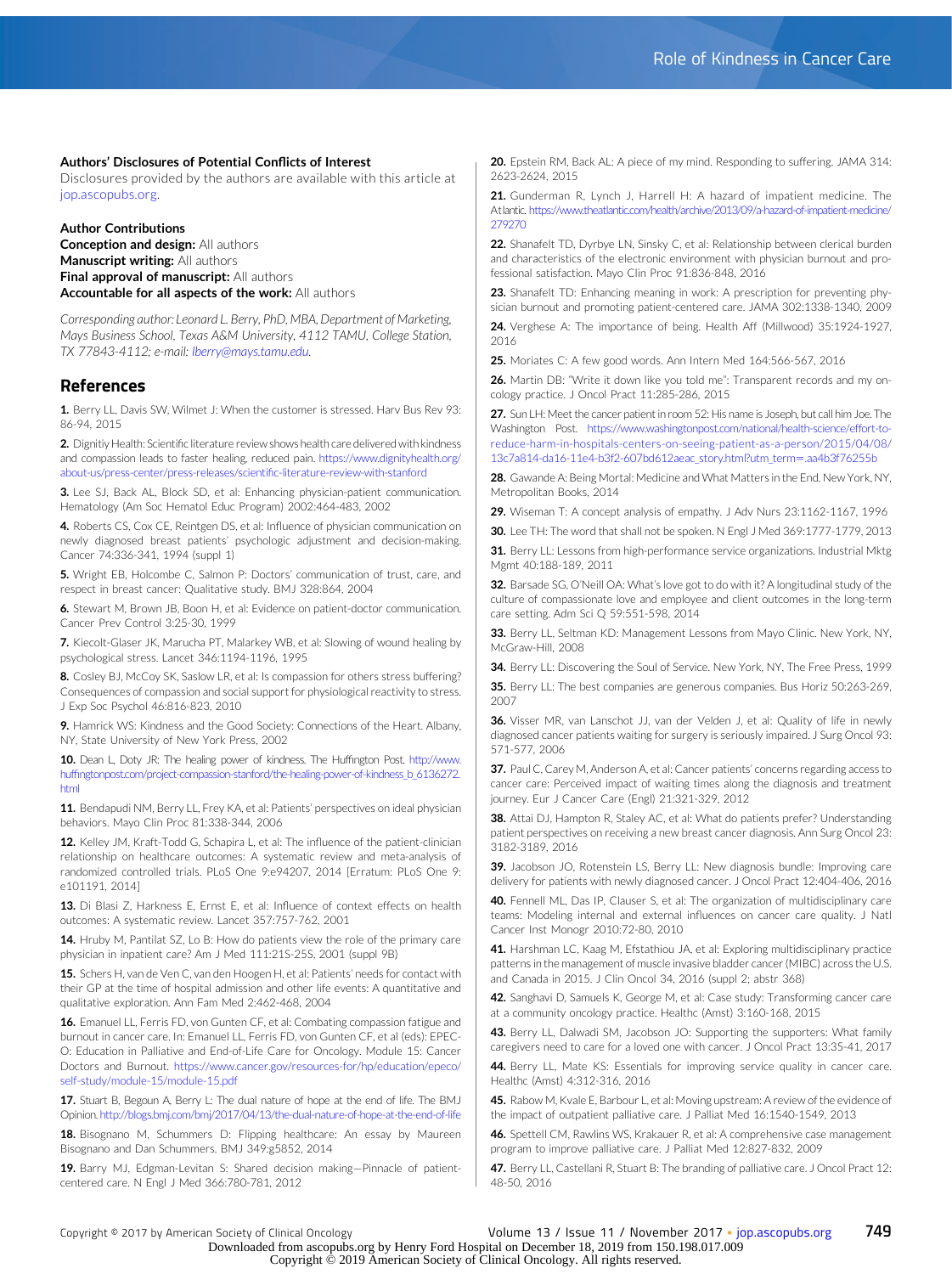## Authors' Disclosures of Potential Conflicts of Interest

Disclosures provided by the authors are available with this article at jop.ascopubs.org.

## Author Contributions

**Conception and design:** All authors
**Manuscript writing:** All authors
**Final approval of manuscript:** All authors
**Accountable for all aspects of the work:** All authors

*Corresponding author: Leonard L. Berry, PhD, MBA, Department of Marketing, Mays Business School, Texas A&M University, 4112 TAMU, College Station, TX 77843-4112; e-mail: lberry@mays.tamu.edu.*

## References

**1.** Berry LL, Davis SW, Wilmet J: When the customer is stressed. Harv Bus Rev 93: 86-94, 2015

**2.** Dignitiy Health: Scientific literature review shows health care delivered with kindness and compassion leads to faster healing, reduced pain. https://www.dignityhealth.org/about-us/press-center/press-releases/scientific-literature-review-with-stanford

**3.** Lee SJ, Back AL, Block SD, et al: Enhancing physician-patient communication. Hematology (Am Soc Hematol Educ Program) 2002:464-483, 2002

**4.** Roberts CS, Cox CE, Reintgen DS, et al: Influence of physician communication on newly diagnosed breast patients' psychologic adjustment and decision-making. Cancer 74:336-341, 1994 (suppl 1)

**5.** Wright EB, Holcombe C, Salmon P: Doctors' communication of trust, care, and respect in breast cancer: Qualitative study. BMJ 328:864, 2004

**6.** Stewart M, Brown JB, Boon H, et al: Evidence on patient-doctor communication. Cancer Prev Control 3:25-30, 1999

**7.** Kiecolt-Glaser JK, Marucha PT, Malarkey WB, et al: Slowing of wound healing by psychological stress. Lancet 346:1194-1196, 1995

**8.** Cosley BJ, McCoy SK, Saslow LR, et al: Is compassion for others stress buffering? Consequences of compassion and social support for physiological reactivity to stress. J Exp Soc Psychol 46:816-823, 2010

**9.** Hamrick WS: Kindness and the Good Society: Connections of the Heart. Albany, NY, State University of New York Press, 2002

**10.** Dean L, Doty JR: The healing power of kindness. The Huffington Post. http://www.huffingtonpost.com/project-compassion-stanford/the-healing-power-of-kindness_b_6136272.html

**11.** Bendapudi NM, Berry LL, Frey KA, et al: Patients' perspectives on ideal physician behaviors. Mayo Clin Proc 81:338-344, 2006

**12.** Kelley JM, Kraft-Todd G, Schapira L, et al: The influence of the patient-clinician relationship on healthcare outcomes: A systematic review and meta-analysis of randomized controlled trials. PLoS One 9:e94207, 2014 [Erratum: PLoS One 9: e101191, 2014]

**13.** Di Blasi Z, Harkness E, Ernst E, et al: Influence of context effects on health outcomes: A systematic review. Lancet 357:757-762, 2001

**14.** Hruby M, Pantilat SZ, Lo B: How do patients view the role of the primary care physician in inpatient care? Am J Med 111:21S-25S, 2001 (suppl 9B)

**15.** Schers H, van de Ven C, van den Hoogen H, et al: Patients' needs for contact with their GP at the time of hospital admission and other life events: A quantitative and qualitative exploration. Ann Fam Med 2:462-468, 2004

**16.** Emanuel LL, Ferris FD, von Gunten CF, et al: Combating compassion fatigue and burnout in cancer care. In: Emanuel LL, Ferris FD, von Gunten CF, et al (eds): EPEC-O: Education in Palliative and End-of-Life Care for Oncology. Module 15: Cancer Doctors and Burnout. https://www.cancer.gov/resources-for-hp/education/epeco/self-study/module-15/module-15.pdf

**17.** Stuart B, Begoun A, Berry L: The dual nature of hope at the end of life. The BMJ Opinion. http://blogs.bmj.com/bmj/2017/04/13/the-dual-nature-of-hope-at-the-end-of-life

**18.** Bisognano M, Schummers D: Flipping healthcare: An essay by Maureen Bisognano and Dan Schummers. BMJ 349:g5852, 2014

**19.** Barry MJ, Edgman-Levitan S: Shared decision making—Pinnacle of patient-centered care. N Engl J Med 366:780-781, 2012

**20.** Epstein RM, Back AL: A piece of my mind. Responding to suffering. JAMA 314: 2623-2624, 2015

**21.** Gunderman R, Lynch J, Harrell H: A hazard of impatient medicine. The Atlantic. https://www.theatlantic.com/health/archive/2013/09/a-hazard-of-impatient-medicine/279270

**22.** Shanafelt TD, Dyrbye LN, Sinsky C, et al: Relationship between clerical burden and characteristics of the electronic environment with physician burnout and professional satisfaction. Mayo Clin Proc 91:836-848, 2016

**23.** Shanafelt TD: Enhancing meaning in work: A prescription for preventing physician burnout and promoting patient-centered care. JAMA 302:1338-1340, 2009

**24.** Verghese A: The importance of being. Health Aff (Millwood) 35:1924-1927, 2016

**25.** Moriates C: A few good words. Ann Intern Med 164:566-567, 2016

**26.** Martin DB: "Write it down like you told me": Transparent records and my oncology practice. J Oncol Pract 11:285-286, 2015

**27.** Sun LH: Meet the cancer patient in room 52: His name is Joseph, but call him Joe. The Washington Post. https://www.washingtonpost.com/national/health-science/effort-to-reduce-harm-in-hospitals-centers-on-seeing-patient-as-a-person/2015/04/08/13c7a814-da16-11e4-b3f2-607bd612aeac_story.html?utm_term=.aa4b3f76255b

**28.** Gawande A: Being Mortal: Medicine and What Matters in the End. New York, NY, Metropolitan Books, 2014

**29.** Wiseman T: A concept analysis of empathy. J Adv Nurs 23:1162-1167, 1996

**30.** Lee TH: The word that shall not be spoken. N Engl J Med 369:1777-1779, 2013

**31.** Berry LL: Lessons from high-performance service organizations. Industrial Mktg Mgmt 40:188-189, 2011

**32.** Barsade SG, O'Neill OA: What's love got to do with it? A longitudinal study of the culture of compassionate love and employee and client outcomes in the long-term care setting. Adm Sci Q 59:551-598, 2014

**33.** Berry LL, Seltman KD: Management Lessons from Mayo Clinic. New York, NY, McGraw-Hill, 2008

**34.** Berry LL: Discovering the Soul of Service. New York, NY, The Free Press, 1999

**35.** Berry LL: The best companies are generous companies. Bus Horiz 50:263-269, 2007

**36.** Visser MR, van Lanschot JJ, van der Velden J, et al: Quality of life in newly diagnosed cancer patients waiting for surgery is seriously impaired. J Surg Oncol 93: 571-577, 2006

**37.** Paul C, Carey M, Anderson A, et al: Cancer patients' concerns regarding access to cancer care: Perceived impact of waiting times along the diagnosis and treatment journey. Eur J Cancer Care (Engl) 21:321-329, 2012

**38.** Attai DJ, Hampton R, Staley AC, et al: What do patients prefer? Understanding patient perspectives on receiving a new breast cancer diagnosis. Ann Surg Oncol 23: 3182-3189, 2016

**39.** Jacobson JO, Rotenstein LS, Berry LL: New diagnosis bundle: Improving care delivery for patients with newly diagnosed cancer. J Oncol Pract 12:404-406, 2016

**40.** Fennell ML, Das IP, Clauser S, et al: The organization of multidisciplinary care teams: Modeling internal and external influences on cancer care quality. J Natl Cancer Inst Monogr 2010:72-80, 2010

**41.** Harshman LC, Kaag M, Efstathiou JA, et al: Exploring multidisciplinary practice patterns in the management of muscle invasive bladder cancer (MIBC) across the U.S. and Canada in 2015. J Clin Oncol 34, 2016 (suppl 2; abstr 368)

**42.** Sanghavi D, Samuels K, George M, et al: Case study: Transforming cancer care at a community oncology practice. Healthc (Amst) 3:160-168, 2015

**43.** Berry LL, Dalwadi SM, Jacobson JO: Supporting the supporters: What family caregivers need to care for a loved one with cancer. J Oncol Pract 13:35-41, 2017

**44.** Berry LL, Mate KS: Essentials for improving service quality in cancer care. Healthc (Amst) 4:312-316, 2016

**45.** Rabow M, Kvale E, Barbour L, et al: Moving upstream: A review of the evidence of the impact of outpatient palliative care. J Palliat Med 16:1540-1549, 2013

**46.** Spettell CM, Rawlins WS, Krakauer R, et al: A comprehensive case management program to improve palliative care. J Palliat Med 12:827-832, 2009

**47.** Berry LL, Castellani R, Stuart B: The branding of palliative care. J Oncol Pract 12: 48-50, 2016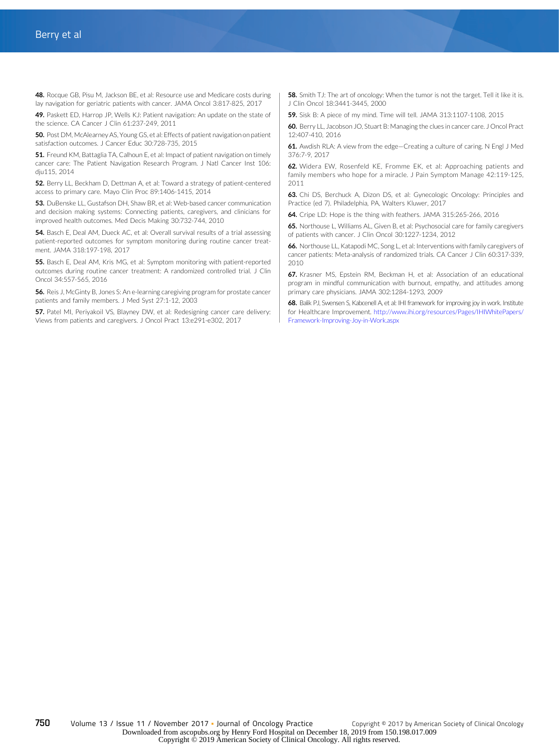48. Rocque GB, Pisu M, Jackson BE, et al: Resource use and Medicare costs during lay navigation for geriatric patients with cancer. JAMA Oncol 3:817-825, 2017

49. Paskett ED, Harrop JP, Wells KJ: Patient navigation: An update on the state of the science. CA Cancer J Clin 61:237-249, 2011

50. Post DM, McAlearney AS, Young GS, et al: Effects of patient navigation on patient satisfaction outcomes. J Cancer Educ 30:728-735, 2015

51. Freund KM, Battaglia TA, Calhoun E, et al: Impact of patient navigation on timely cancer care: The Patient Navigation Research Program. J Natl Cancer Inst 106: dju115, 2014

52. Berry LL, Beckham D, Dettman A, et al: Toward a strategy of patient-centered access to primary care. Mayo Clin Proc 89:1406-1415, 2014

53. DuBenske LL, Gustafson DH, Shaw BR, et al: Web-based cancer communication and decision making systems: Connecting patients, caregivers, and clinicians for improved health outcomes. Med Decis Making 30:732-744, 2010

54. Basch E, Deal AM, Dueck AC, et al: Overall survival results of a trial assessing patient-reported outcomes for symptom monitoring during routine cancer treatment. JAMA 318:197-198, 2017

55. Basch E, Deal AM, Kris MG, et al: Symptom monitoring with patient-reported outcomes during routine cancer treatment: A randomized controlled trial. J Clin Oncol 34:557-565, 2016

56. Reis J, McGinty B, Jones S: An e-learning caregiving program for prostate cancer patients and family members. J Med Syst 27:1-12, 2003

57. Patel MI, Periyakoil VS, Blayney DW, et al: Redesigning cancer care delivery: Views from patients and caregivers. J Oncol Pract 13:e291-e302, 2017

58. Smith TJ: The art of oncology: When the tumor is not the target. Tell it like it is. J Clin Oncol 18:3441-3445, 2000

59. Sisk B: A piece of my mind. Time will tell. JAMA 313:1107-1108, 2015

60. Berry LL, Jacobson JO, Stuart B: Managing the clues in cancer care. J Oncol Pract 12:407-410, 2016

61. Awdish RLA: A view from the edge—Creating a culture of caring. N Engl J Med 376:7-9, 2017

62. Widera EW, Rosenfeld KE, Fromme EK, et al: Approaching patients and family members who hope for a miracle. J Pain Symptom Manage 42:119-125, 2011

63. Chi DS, Berchuck A, Dizon DS, et al: Gynecologic Oncology: Principles and Practice (ed 7). Philadelphia, PA, Walters Kluwer, 2017

64. Cripe LD: Hope is the thing with feathers. JAMA 315:265-266, 2016

65. Northouse L, Williams AL, Given B, et al: Psychosocial care for family caregivers of patients with cancer. J Clin Oncol 30:1227-1234, 2012

66. Northouse LL, Katapodi MC, Song L, et al: Interventions with family caregivers of cancer patients: Meta-analysis of randomized trials. CA Cancer J Clin 60:317-339, 2010

67. Krasner MS, Epstein RM, Beckman H, et al: Association of an educational program in mindful communication with burnout, empathy, and attitudes among primary care physicians. JAMA 302:1284-1293, 2009

68. Balik PJ, Swensen S, Kabcenell A, et al: IHI framework for improving joy in work. Institute for Healthcare Improvement. http://www.ihi.org/resources/Pages/IHIWhitePapers/Framework-Improving-Joy-in-Work.aspx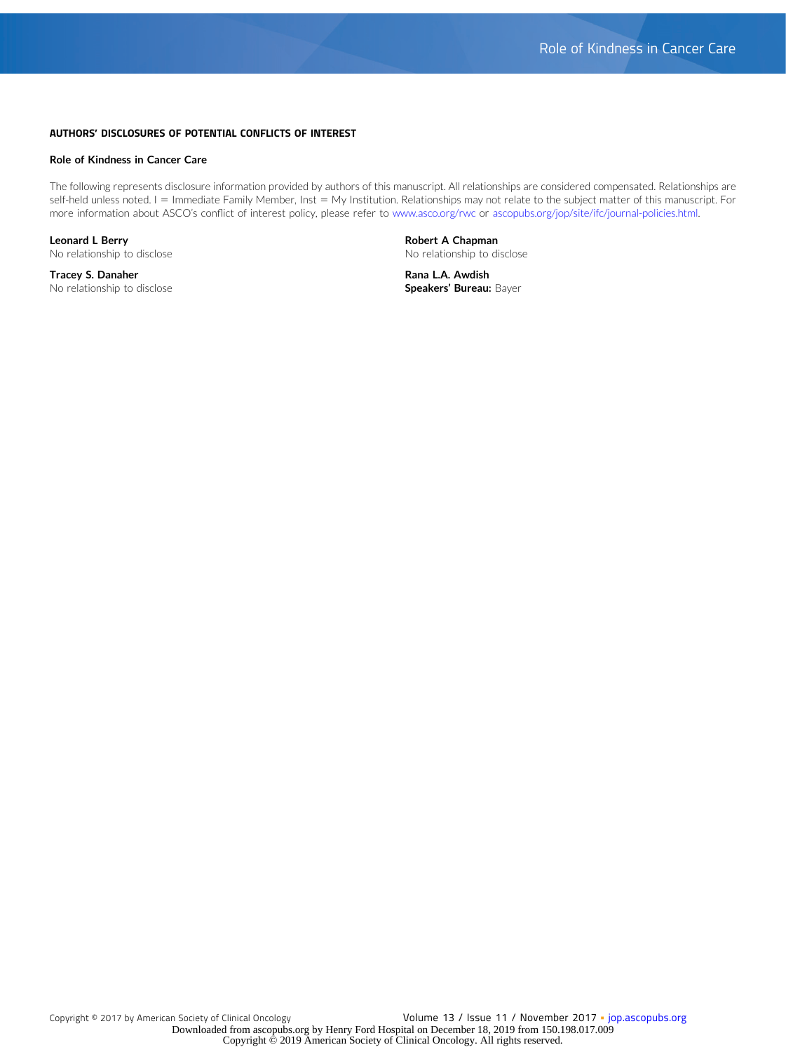**AUTHORS' DISCLOSURES OF POTENTIAL CONFLICTS OF INTEREST**

**Role of Kindness in Cancer Care**

The following represents disclosure information provided by authors of this manuscript. All relationships are considered compensated. Relationships are self-held unless noted. I = Immediate Family Member, Inst = My Institution. Relationships may not relate to the subject matter of this manuscript. For more information about ASCO's conflict of interest policy, please refer to www.asco.org/rwc or ascopubs.org/jop/site/ifc/journal-policies.html.

**Leonard L Berry**
No relationship to disclose

**Tracey S. Danaher**
No relationship to disclose

**Robert A Chapman**
No relationship to disclose

**Rana L.A. Awdish**
**Speakers' Bureau:** Bayer